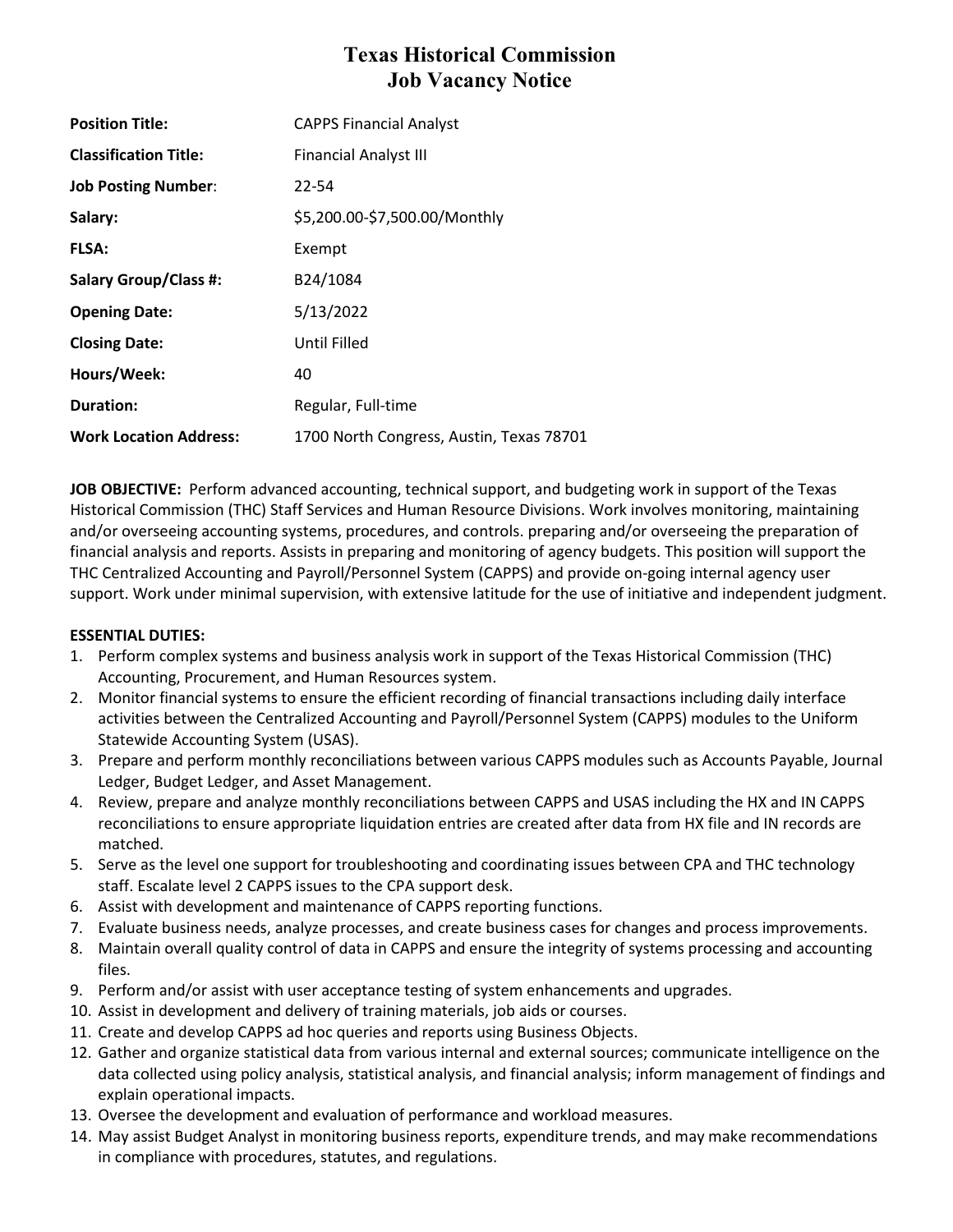# Texas Historical Commission
# Job Vacancy Notice

| | |
|---|---|
| **Position Title:** | CAPPS Financial Analyst |
| **Classification Title:** | Financial Analyst III |
| **Job Posting Number**: | 22-54 |
| **Salary:** | $5,200.00-$7,500.00/Monthly |
| **FLSA:** | Exempt |
| **Salary Group/Class #:** | B24/1084 |
| **Opening Date:** | 5/13/2022 |
| **Closing Date:** | Until Filled |
| **Hours/Week:** | 40 |
| **Duration:** | Regular, Full-time |
| **Work Location Address:** | 1700 North Congress, Austin, Texas 78701 |

**JOB OBJECTIVE:** Perform advanced accounting, technical support, and budgeting work in support of the Texas Historical Commission (THC) Staff Services and Human Resource Divisions. Work involves monitoring, maintaining and/or overseeing accounting systems, procedures, and controls. preparing and/or overseeing the preparation of financial analysis and reports. Assists in preparing and monitoring of agency budgets. This position will support the THC Centralized Accounting and Payroll/Personnel System (CAPPS) and provide on-going internal agency user support. Work under minimal supervision, with extensive latitude for the use of initiative and independent judgment.

**ESSENTIAL DUTIES:**

1. Perform complex systems and business analysis work in support of the Texas Historical Commission (THC) Accounting, Procurement, and Human Resources system.
2. Monitor financial systems to ensure the efficient recording of financial transactions including daily interface activities between the Centralized Accounting and Payroll/Personnel System (CAPPS) modules to the Uniform Statewide Accounting System (USAS).
3. Prepare and perform monthly reconciliations between various CAPPS modules such as Accounts Payable, Journal Ledger, Budget Ledger, and Asset Management.
4. Review, prepare and analyze monthly reconciliations between CAPPS and USAS including the HX and IN CAPPS reconciliations to ensure appropriate liquidation entries are created after data from HX file and IN records are matched.
5. Serve as the level one support for troubleshooting and coordinating issues between CPA and THC technology staff. Escalate level 2 CAPPS issues to the CPA support desk.
6. Assist with development and maintenance of CAPPS reporting functions.
7. Evaluate business needs, analyze processes, and create business cases for changes and process improvements.
8. Maintain overall quality control of data in CAPPS and ensure the integrity of systems processing and accounting files.
9. Perform and/or assist with user acceptance testing of system enhancements and upgrades.
10. Assist in development and delivery of training materials, job aids or courses.
11. Create and develop CAPPS ad hoc queries and reports using Business Objects.
12. Gather and organize statistical data from various internal and external sources; communicate intelligence on the data collected using policy analysis, statistical analysis, and financial analysis; inform management of findings and explain operational impacts.
13. Oversee the development and evaluation of performance and workload measures.
14. May assist Budget Analyst in monitoring business reports, expenditure trends, and may make recommendations in compliance with procedures, statutes, and regulations.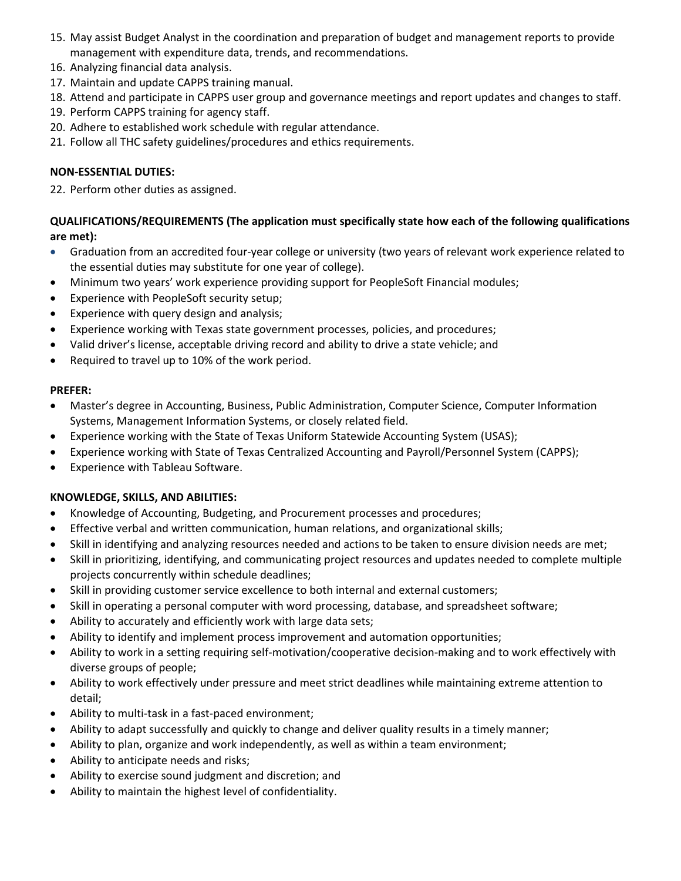15. May assist Budget Analyst in the coordination and preparation of budget and management reports to provide management with expenditure data, trends, and recommendations.
16. Analyzing financial data analysis.
17. Maintain and update CAPPS training manual.
18. Attend and participate in CAPPS user group and governance meetings and report updates and changes to staff.
19. Perform CAPPS training for agency staff.
20. Adhere to established work schedule with regular attendance.
21. Follow all THC safety guidelines/procedures and ethics requirements.

**NON-ESSENTIAL DUTIES:**

22. Perform other duties as assigned.

**QUALIFICATIONS/REQUIREMENTS (The application must specifically state how each of the following qualifications are met):**

- Graduation from an accredited four-year college or university (two years of relevant work experience related to the essential duties may substitute for one year of college).
- Minimum two years' work experience providing support for PeopleSoft Financial modules;
- Experience with PeopleSoft security setup;
- Experience with query design and analysis;
- Experience working with Texas state government processes, policies, and procedures;
- Valid driver's license, acceptable driving record and ability to drive a state vehicle; and
- Required to travel up to 10% of the work period.

**PREFER:**

- Master's degree in Accounting, Business, Public Administration, Computer Science, Computer Information Systems, Management Information Systems, or closely related field.
- Experience working with the State of Texas Uniform Statewide Accounting System (USAS);
- Experience working with State of Texas Centralized Accounting and Payroll/Personnel System (CAPPS);
- Experience with Tableau Software.

**KNOWLEDGE, SKILLS, AND ABILITIES:**

- Knowledge of Accounting, Budgeting, and Procurement processes and procedures;
- Effective verbal and written communication, human relations, and organizational skills;
- Skill in identifying and analyzing resources needed and actions to be taken to ensure division needs are met;
- Skill in prioritizing, identifying, and communicating project resources and updates needed to complete multiple projects concurrently within schedule deadlines;
- Skill in providing customer service excellence to both internal and external customers;
- Skill in operating a personal computer with word processing, database, and spreadsheet software;
- Ability to accurately and efficiently work with large data sets;
- Ability to identify and implement process improvement and automation opportunities;
- Ability to work in a setting requiring self-motivation/cooperative decision-making and to work effectively with diverse groups of people;
- Ability to work effectively under pressure and meet strict deadlines while maintaining extreme attention to detail;
- Ability to multi-task in a fast-paced environment;
- Ability to adapt successfully and quickly to change and deliver quality results in a timely manner;
- Ability to plan, organize and work independently, as well as within a team environment;
- Ability to anticipate needs and risks;
- Ability to exercise sound judgment and discretion; and
- Ability to maintain the highest level of confidentiality.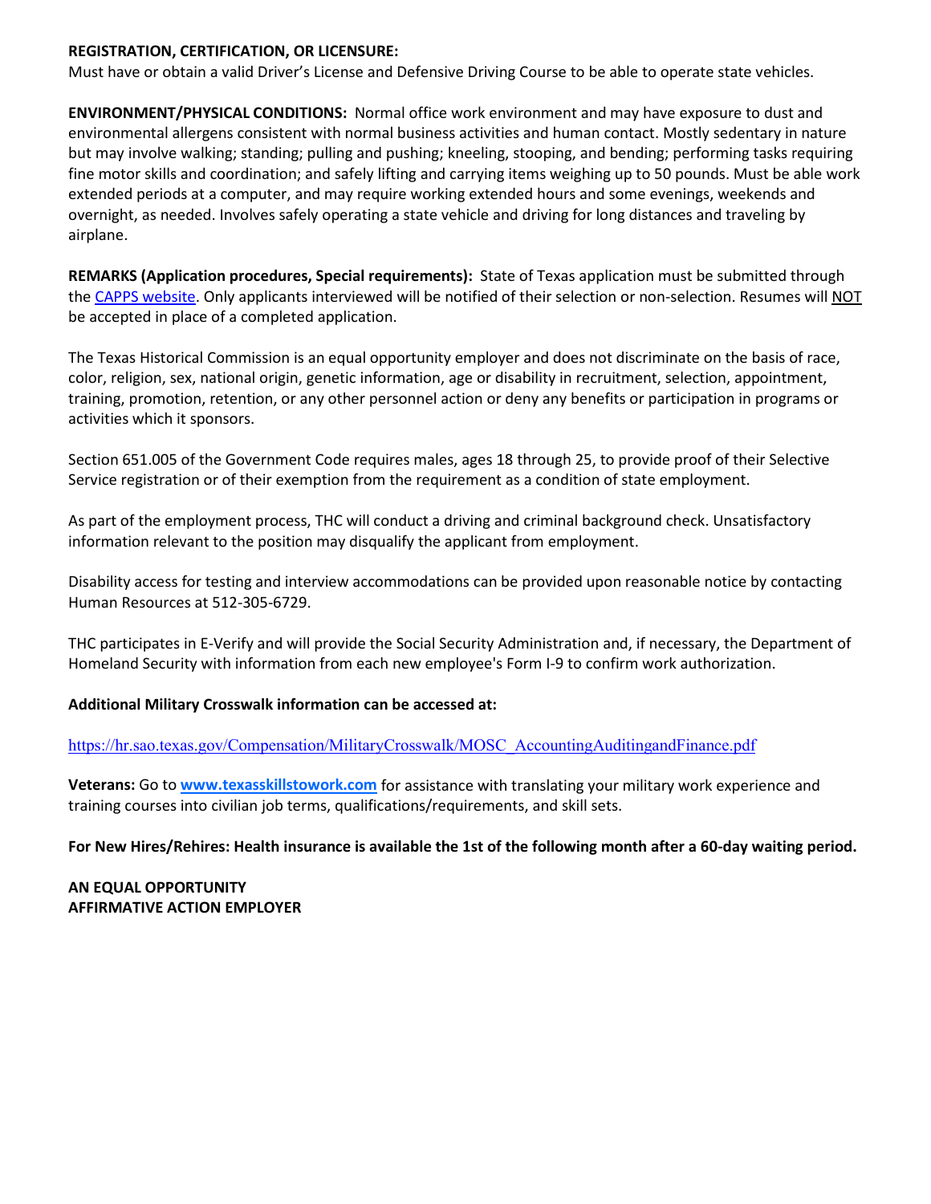**REGISTRATION, CERTIFICATION, OR LICENSURE:**
Must have or obtain a valid Driver's License and Defensive Driving Course to be able to operate state vehicles.

**ENVIRONMENT/PHYSICAL CONDITIONS:** Normal office work environment and may have exposure to dust and environmental allergens consistent with normal business activities and human contact. Mostly sedentary in nature but may involve walking; standing; pulling and pushing; kneeling, stooping, and bending; performing tasks requiring fine motor skills and coordination; and safely lifting and carrying items weighing up to 50 pounds. Must be able work extended periods at a computer, and may require working extended hours and some evenings, weekends and overnight, as needed. Involves safely operating a state vehicle and driving for long distances and traveling by airplane.

**REMARKS (Application procedures, Special requirements):** State of Texas application must be submitted through the CAPPS website. Only applicants interviewed will be notified of their selection or non-selection. Resumes will NOT be accepted in place of a completed application.

The Texas Historical Commission is an equal opportunity employer and does not discriminate on the basis of race, color, religion, sex, national origin, genetic information, age or disability in recruitment, selection, appointment, training, promotion, retention, or any other personnel action or deny any benefits or participation in programs or activities which it sponsors.

Section 651.005 of the Government Code requires males, ages 18 through 25, to provide proof of their Selective Service registration or of their exemption from the requirement as a condition of state employment.

As part of the employment process, THC will conduct a driving and criminal background check. Unsatisfactory information relevant to the position may disqualify the applicant from employment.

Disability access for testing and interview accommodations can be provided upon reasonable notice by contacting Human Resources at 512-305-6729.

THC participates in E-Verify and will provide the Social Security Administration and, if necessary, the Department of Homeland Security with information from each new employee's Form I-9 to confirm work authorization.

**Additional Military Crosswalk information can be accessed at:**

https://hr.sao.texas.gov/Compensation/MilitaryCrosswalk/MOSC_AccountingAuditingandFinance.pdf

**Veterans:** Go to **www.texasskillstowork.com** for assistance with translating your military work experience and training courses into civilian job terms, qualifications/requirements, and skill sets.

**For New Hires/Rehires: Health insurance is available the 1st of the following month after a 60-day waiting period.**

**AN EQUAL OPPORTUNITY**
**AFFIRMATIVE ACTION EMPLOYER**